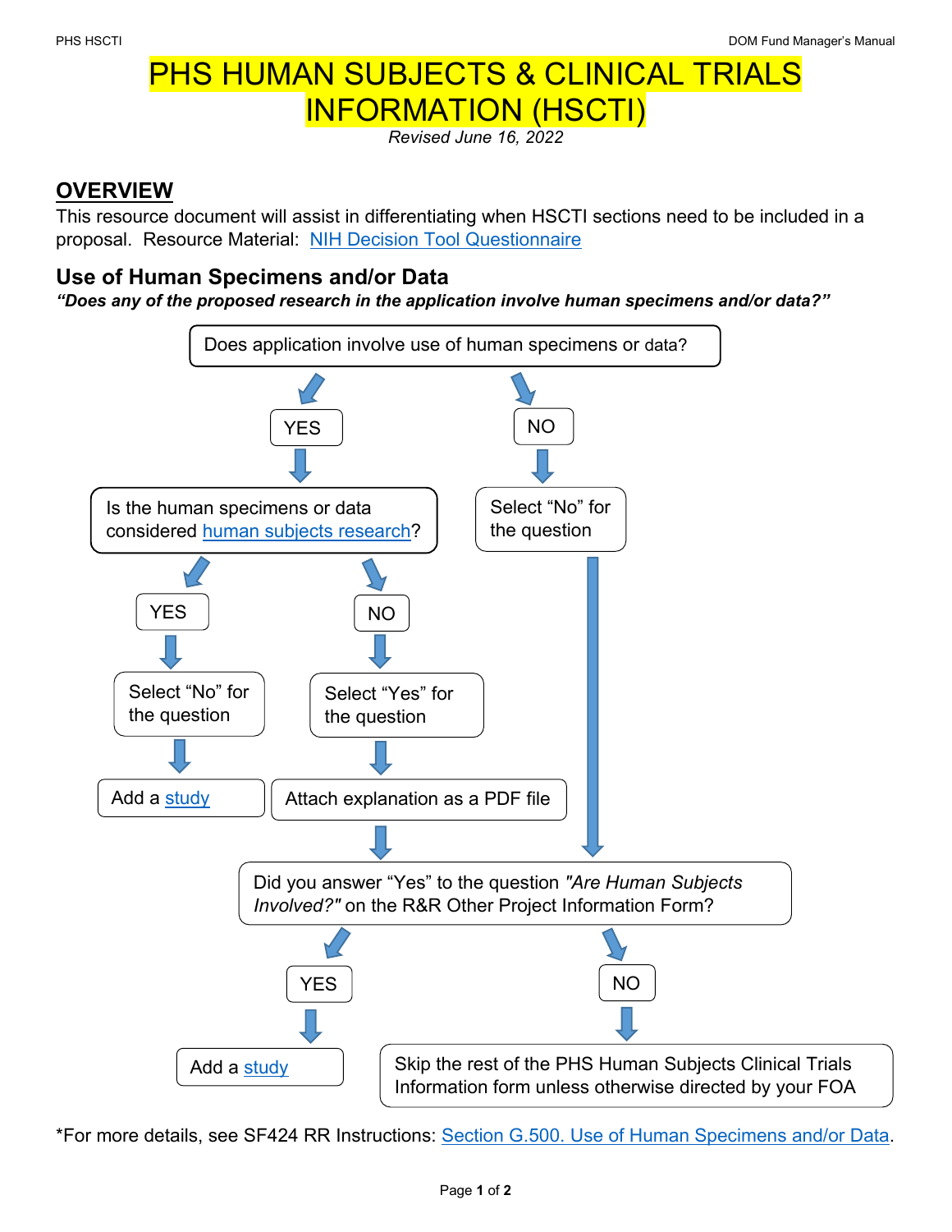# PHS HUMAN SUBJECTS & CLINICAL TRIALS INFORMATION (HSCTI)

*Revised June 16, 2022*

## OVERVIEW

This resource document will assist in differentiating when HSCTI sections need to be included in a proposal. Resource Material: [NIH Decision Tool Questionnaire]

### Use of Human Specimens and/or Data

***"Does any of the proposed research in the application involve human specimens and/or data?"***

Does application involve use of human specimens or data?

- **YES** → Is the human specimens or data considered [human subjects research]?
  - **YES** → Select "No" for the question → Add a [study]
  - **NO** → Select "Yes" for the question → Attach explanation as a PDF file → (continue to next question below)
- **NO** → Select "No" for the question → (continue to next question below)

Did you answer "Yes" to the question *"Are Human Subjects Involved?"* on the R&R Other Project Information Form?

- **YES** → Add a [study]
- **NO** → Skip the rest of the PHS Human Subjects Clinical Trials Information form unless otherwise directed by your FOA

*For more details, see SF424 RR Instructions: [Section G.500. Use of Human Specimens and/or Data].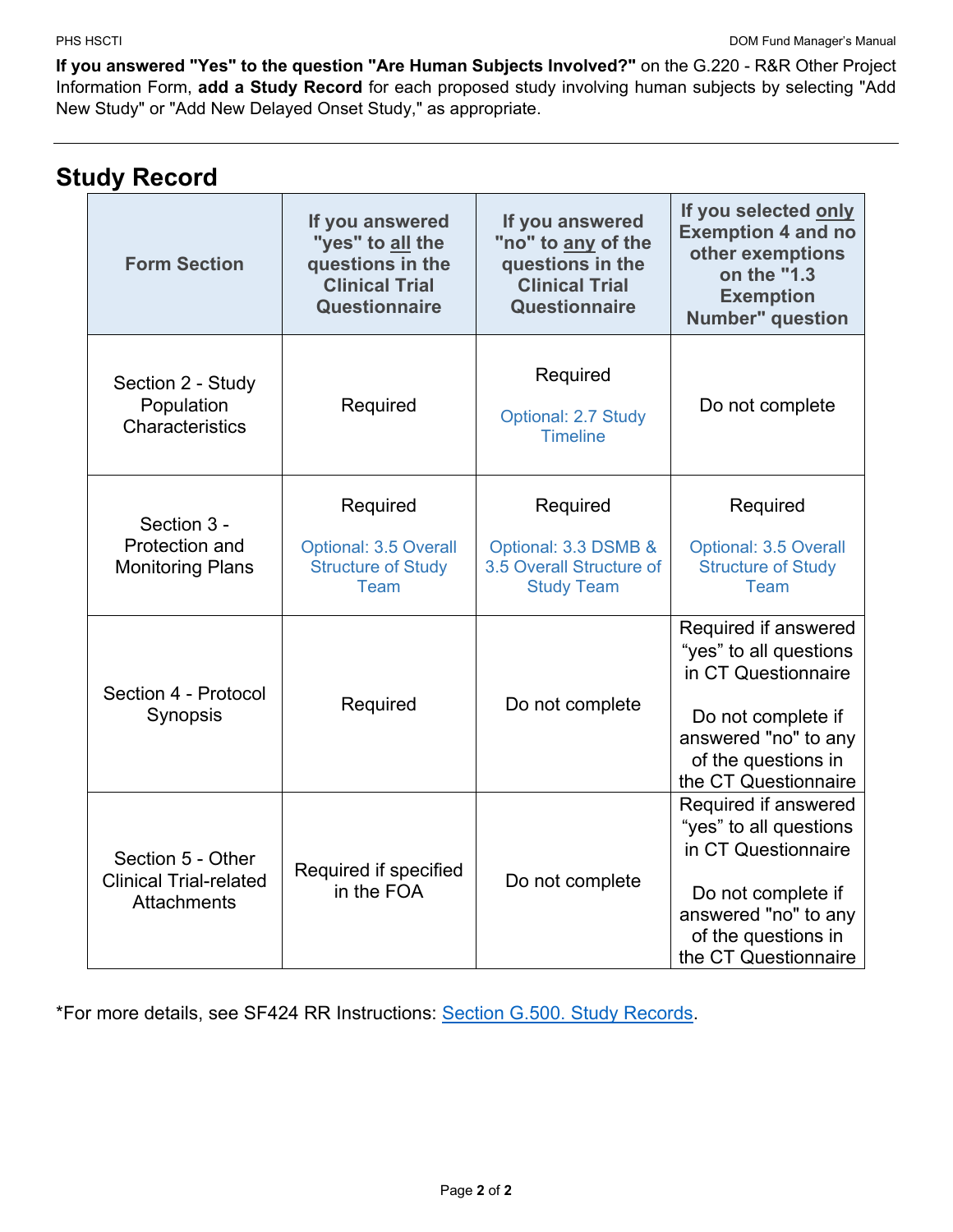**If you answered "Yes" to the question "Are Human Subjects Involved?"** on the G.220 - R&R Other Project Information Form, **add a Study Record** for each proposed study involving human subjects by selecting "Add New Study" or "Add New Delayed Onset Study," as appropriate.

---

## Study Record

| Form Section | If you answered "yes" to all the questions in the Clinical Trial Questionnaire | If you answered "no" to any of the questions in the Clinical Trial Questionnaire | If you selected only Exemption 4 and no other exemptions on the "1.3 Exemption Number" question |
|---|---|---|---|
| Section 2 - Study Population Characteristics | Required | Required<br><br>Optional: 2.7 Study Timeline | Do not complete |
| Section 3 - Protection and Monitoring Plans | Required<br><br>Optional: 3.5 Overall Structure of Study Team | Required<br><br>Optional: 3.3 DSMB & 3.5 Overall Structure of Study Team | Required<br><br>Optional: 3.5 Overall Structure of Study Team |
| Section 4 - Protocol Synopsis | Required | Do not complete | Required if answered "yes" to all questions in CT Questionnaire<br><br>Do not complete if answered "no" to any of the questions in the CT Questionnaire |
| Section 5 - Other Clinical Trial-related Attachments | Required if specified in the FOA | Do not complete | Required if answered "yes" to all questions in CT Questionnaire<br><br>Do not complete if answered "no" to any of the questions in the CT Questionnaire |

*For more details, see SF424 RR Instructions: Section G.500. Study Records.